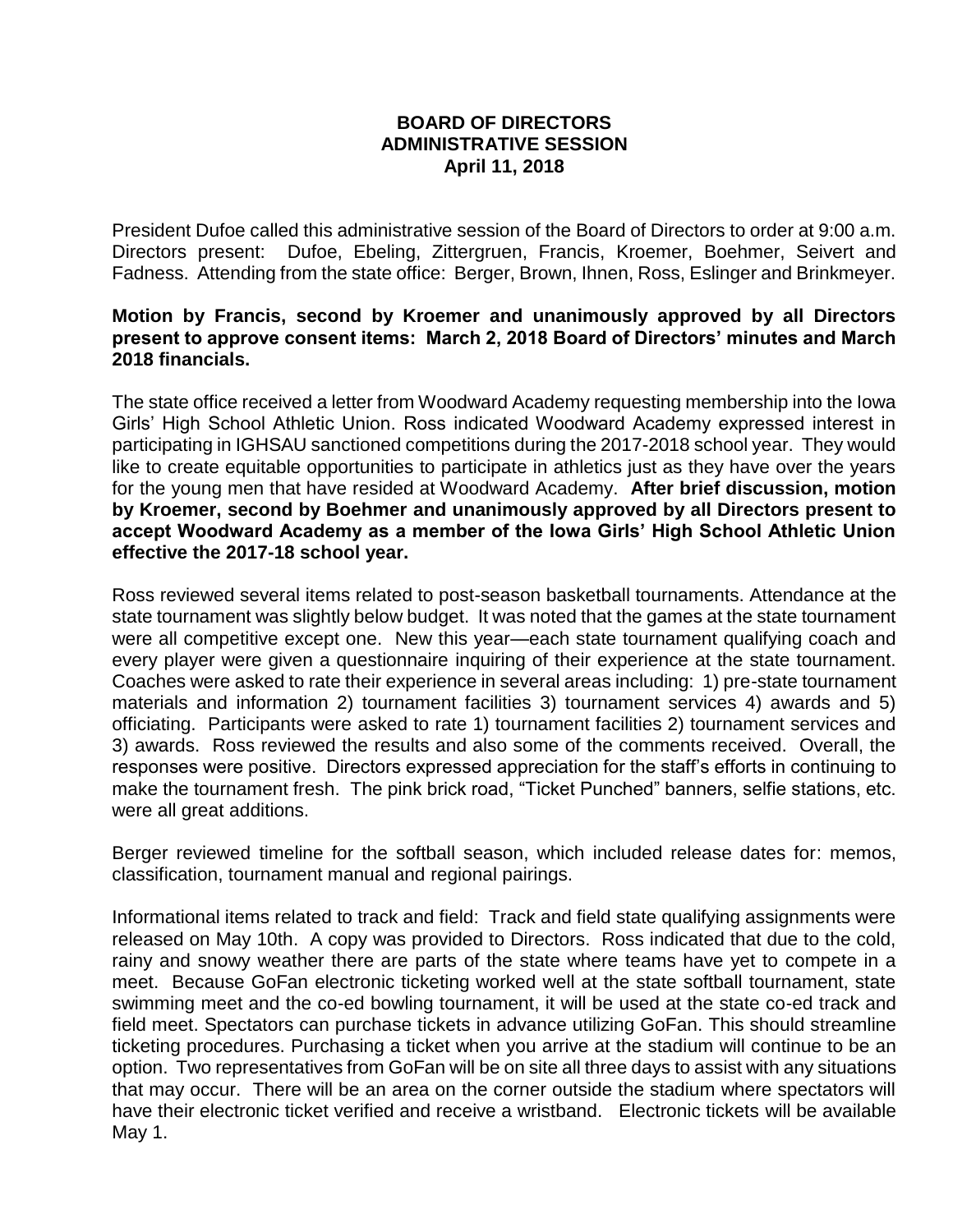**BOARD OF DIRECTORS**
**ADMINISTRATIVE SESSION**
**April 11, 2018**

President Dufoe called this administrative session of the Board of Directors to order at 9:00 a.m. Directors present: Dufoe, Ebeling, Zittergruen, Francis, Kroemer, Boehmer, Seivert and Fadness. Attending from the state office: Berger, Brown, Ihnen, Ross, Eslinger and Brinkmeyer.

**Motion by Francis, second by Kroemer and unanimously approved by all Directors present to approve consent items: March 2, 2018 Board of Directors' minutes and March 2018 financials.**

The state office received a letter from Woodward Academy requesting membership into the Iowa Girls' High School Athletic Union. Ross indicated Woodward Academy expressed interest in participating in IGHSAU sanctioned competitions during the 2017-2018 school year. They would like to create equitable opportunities to participate in athletics just as they have over the years for the young men that have resided at Woodward Academy. **After brief discussion, motion by Kroemer, second by Boehmer and unanimously approved by all Directors present to accept Woodward Academy as a member of the Iowa Girls' High School Athletic Union effective the 2017-18 school year.**

Ross reviewed several items related to post-season basketball tournaments. Attendance at the state tournament was slightly below budget. It was noted that the games at the state tournament were all competitive except one. New this year—each state tournament qualifying coach and every player were given a questionnaire inquiring of their experience at the state tournament. Coaches were asked to rate their experience in several areas including: 1) pre-state tournament materials and information 2) tournament facilities 3) tournament services 4) awards and 5) officiating. Participants were asked to rate 1) tournament facilities 2) tournament services and 3) awards. Ross reviewed the results and also some of the comments received. Overall, the responses were positive. Directors expressed appreciation for the staff's efforts in continuing to make the tournament fresh. The pink brick road, "Ticket Punched" banners, selfie stations, etc. were all great additions.

Berger reviewed timeline for the softball season, which included release dates for: memos, classification, tournament manual and regional pairings.

Informational items related to track and field: Track and field state qualifying assignments were released on May 10th. A copy was provided to Directors. Ross indicated that due to the cold, rainy and snowy weather there are parts of the state where teams have yet to compete in a meet. Because GoFan electronic ticketing worked well at the state softball tournament, state swimming meet and the co-ed bowling tournament, it will be used at the state co-ed track and field meet. Spectators can purchase tickets in advance utilizing GoFan. This should streamline ticketing procedures. Purchasing a ticket when you arrive at the stadium will continue to be an option. Two representatives from GoFan will be on site all three days to assist with any situations that may occur. There will be an area on the corner outside the stadium where spectators will have their electronic ticket verified and receive a wristband. Electronic tickets will be available May 1.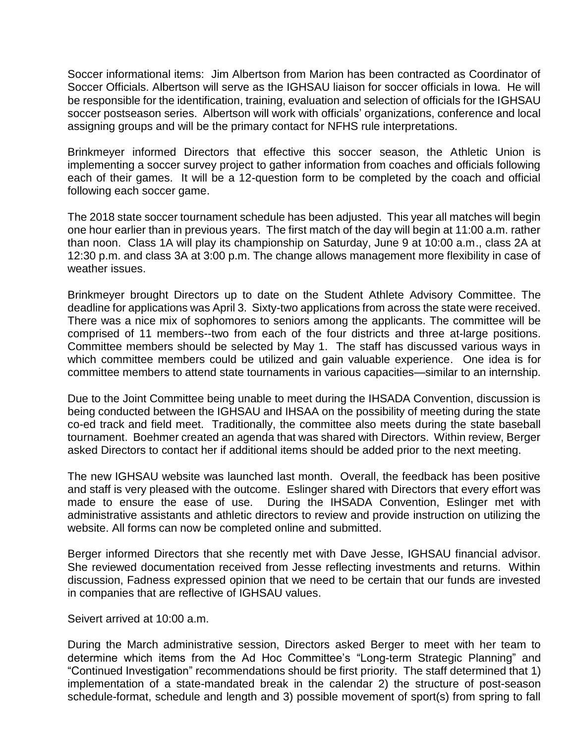Soccer informational items: Jim Albertson from Marion has been contracted as Coordinator of Soccer Officials. Albertson will serve as the IGHSAU liaison for soccer officials in Iowa. He will be responsible for the identification, training, evaluation and selection of officials for the IGHSAU soccer postseason series. Albertson will work with officials' organizations, conference and local assigning groups and will be the primary contact for NFHS rule interpretations.

Brinkmeyer informed Directors that effective this soccer season, the Athletic Union is implementing a soccer survey project to gather information from coaches and officials following each of their games. It will be a 12-question form to be completed by the coach and official following each soccer game.

The 2018 state soccer tournament schedule has been adjusted. This year all matches will begin one hour earlier than in previous years. The first match of the day will begin at 11:00 a.m. rather than noon. Class 1A will play its championship on Saturday, June 9 at 10:00 a.m., class 2A at 12:30 p.m. and class 3A at 3:00 p.m. The change allows management more flexibility in case of weather issues.

Brinkmeyer brought Directors up to date on the Student Athlete Advisory Committee. The deadline for applications was April 3. Sixty-two applications from across the state were received. There was a nice mix of sophomores to seniors among the applicants. The committee will be comprised of 11 members--two from each of the four districts and three at-large positions. Committee members should be selected by May 1. The staff has discussed various ways in which committee members could be utilized and gain valuable experience. One idea is for committee members to attend state tournaments in various capacities—similar to an internship.

Due to the Joint Committee being unable to meet during the IHSADA Convention, discussion is being conducted between the IGHSAU and IHSAA on the possibility of meeting during the state co-ed track and field meet. Traditionally, the committee also meets during the state baseball tournament. Boehmer created an agenda that was shared with Directors. Within review, Berger asked Directors to contact her if additional items should be added prior to the next meeting.

The new IGHSAU website was launched last month. Overall, the feedback has been positive and staff is very pleased with the outcome. Eslinger shared with Directors that every effort was made to ensure the ease of use. During the IHSADA Convention, Eslinger met with administrative assistants and athletic directors to review and provide instruction on utilizing the website. All forms can now be completed online and submitted.

Berger informed Directors that she recently met with Dave Jesse, IGHSAU financial advisor. She reviewed documentation received from Jesse reflecting investments and returns. Within discussion, Fadness expressed opinion that we need to be certain that our funds are invested in companies that are reflective of IGHSAU values.

Seivert arrived at 10:00 a.m.

During the March administrative session, Directors asked Berger to meet with her team to determine which items from the Ad Hoc Committee's "Long-term Strategic Planning" and "Continued Investigation" recommendations should be first priority. The staff determined that 1) implementation of a state-mandated break in the calendar 2) the structure of post-season schedule-format, schedule and length and 3) possible movement of sport(s) from spring to fall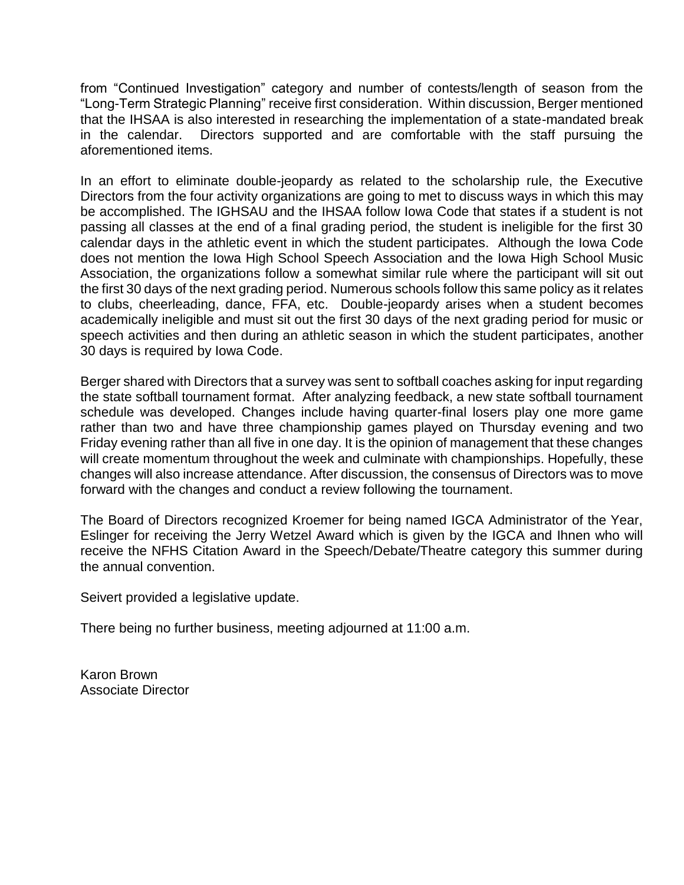from "Continued Investigation" category and number of contests/length of season from the "Long-Term Strategic Planning" receive first consideration. Within discussion, Berger mentioned that the IHSAA is also interested in researching the implementation of a state-mandated break in the calendar. Directors supported and are comfortable with the staff pursuing the aforementioned items.

In an effort to eliminate double-jeopardy as related to the scholarship rule, the Executive Directors from the four activity organizations are going to met to discuss ways in which this may be accomplished. The IGHSAU and the IHSAA follow Iowa Code that states if a student is not passing all classes at the end of a final grading period, the student is ineligible for the first 30 calendar days in the athletic event in which the student participates. Although the Iowa Code does not mention the Iowa High School Speech Association and the Iowa High School Music Association, the organizations follow a somewhat similar rule where the participant will sit out the first 30 days of the next grading period. Numerous schools follow this same policy as it relates to clubs, cheerleading, dance, FFA, etc. Double-jeopardy arises when a student becomes academically ineligible and must sit out the first 30 days of the next grading period for music or speech activities and then during an athletic season in which the student participates, another 30 days is required by Iowa Code.

Berger shared with Directors that a survey was sent to softball coaches asking for input regarding the state softball tournament format. After analyzing feedback, a new state softball tournament schedule was developed. Changes include having quarter-final losers play one more game rather than two and have three championship games played on Thursday evening and two Friday evening rather than all five in one day. It is the opinion of management that these changes will create momentum throughout the week and culminate with championships. Hopefully, these changes will also increase attendance. After discussion, the consensus of Directors was to move forward with the changes and conduct a review following the tournament.

The Board of Directors recognized Kroemer for being named IGCA Administrator of the Year, Eslinger for receiving the Jerry Wetzel Award which is given by the IGCA and Ihnen who will receive the NFHS Citation Award in the Speech/Debate/Theatre category this summer during the annual convention.

Seivert provided a legislative update.

There being no further business, meeting adjourned at 11:00 a.m.

Karon Brown
Associate Director